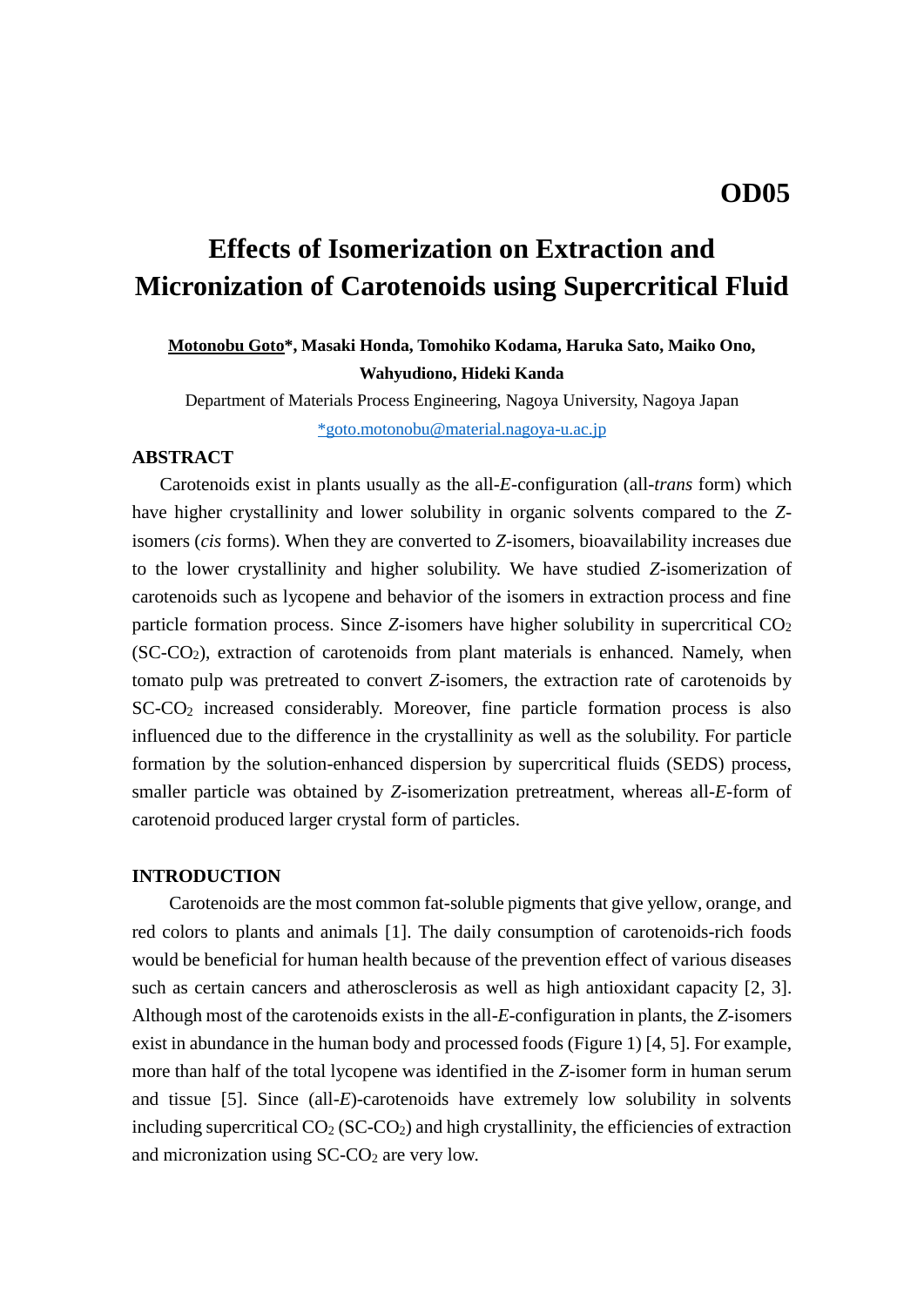OD05

# Effects of Isomerization on Extraction and Micronization of Carotenoids using Supercritical Fluid

**<u>Motonobu Goto</u>\*, Masaki Honda, Tomohiko Kodama, Haruka Sato, Maiko Ono, Wahyudiono, Hideki Kanda**

Department of Materials Process Engineering, Nagoya University, Nagoya Japan

*goto.motonobu@material.nagoya-u.ac.jp

## ABSTRACT

Carotenoids exist in plants usually as the all-*E*-configuration (all-*trans* form) which have higher crystallinity and lower solubility in organic solvents compared to the *Z*-isomers (*cis* forms). When they are converted to *Z*-isomers, bioavailability increases due to the lower crystallinity and higher solubility. We have studied *Z*-isomerization of carotenoids such as lycopene and behavior of the isomers in extraction process and fine particle formation process. Since *Z*-isomers have higher solubility in supercritical $CO_2$ (SC-$CO_2$), extraction of carotenoids from plant materials is enhanced. Namely, when tomato pulp was pretreated to convert *Z*-isomers, the extraction rate of carotenoids by SC-$CO_2$ increased considerably. Moreover, fine particle formation process is also influenced due to the difference in the crystallinity as well as the solubility. For particle formation by the solution-enhanced dispersion by supercritical fluids (SEDS) process, smaller particle was obtained by *Z*-isomerization pretreatment, whereas all-*E*-form of carotenoid produced larger crystal form of particles.

## INTRODUCTION

Carotenoids are the most common fat-soluble pigments that give yellow, orange, and red colors to plants and animals [1]. The daily consumption of carotenoids-rich foods would be beneficial for human health because of the prevention effect of various diseases such as certain cancers and atherosclerosis as well as high antioxidant capacity [2, 3]. Although most of the carotenoids exists in the all-*E*-configuration in plants, the *Z*-isomers exist in abundance in the human body and processed foods (Figure 1) [4, 5]. For example, more than half of the total lycopene was identified in the *Z*-isomer form in human serum and tissue [5]. Since (all-*E*)-carotenoids have extremely low solubility in solvents including supercritical $CO_2$ (SC-$CO_2$) and high crystallinity, the efficiencies of extraction and micronization using SC-$CO_2$ are very low.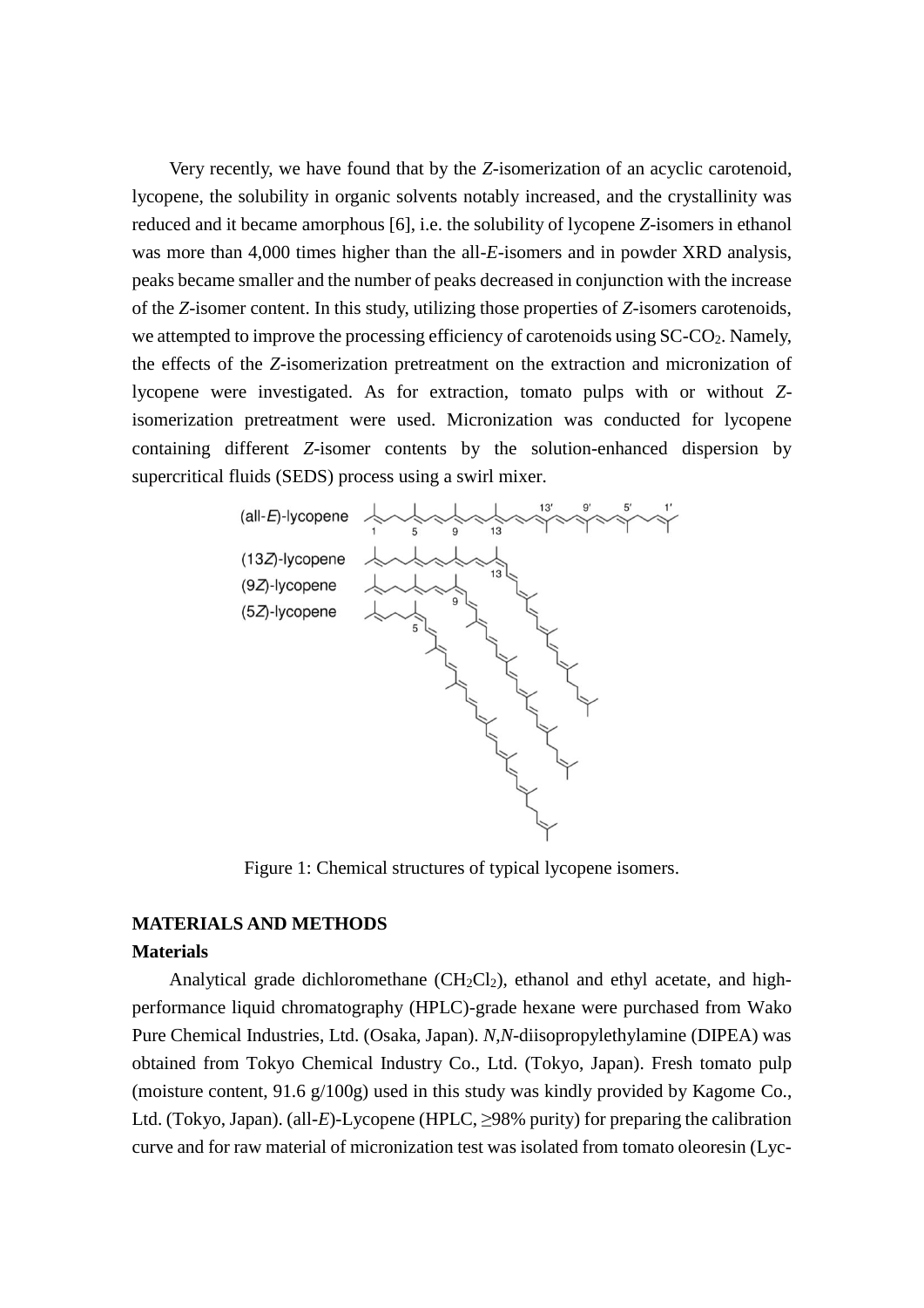Very recently, we have found that by the *Z*-isomerization of an acyclic carotenoid, lycopene, the solubility in organic solvents notably increased, and the crystallinity was reduced and it became amorphous [6], i.e. the solubility of lycopene *Z*-isomers in ethanol was more than 4,000 times higher than the all-*E*-isomers and in powder XRD analysis, peaks became smaller and the number of peaks decreased in conjunction with the increase of the *Z*-isomer content. In this study, utilizing those properties of *Z*-isomers carotenoids, we attempted to improve the processing efficiency of carotenoids using SC-$CO_2$. Namely, the effects of the *Z*-isomerization pretreatment on the extraction and micronization of lycopene were investigated. As for extraction, tomato pulps with or without *Z*-isomerization pretreatment were used. Micronization was conducted for lycopene containing different *Z*-isomer contents by the solution-enhanced dispersion by supercritical fluids (SEDS) process using a swirl mixer.

Figure 1: Chemical structures of typical lycopene isomers.

## MATERIALS AND METHODS

### Materials

Analytical grade dichloromethane ($CH_2Cl_2$), ethanol and ethyl acetate, and high-performance liquid chromatography (HPLC)-grade hexane were purchased from Wako Pure Chemical Industries, Ltd. (Osaka, Japan). *N*,*N*-diisopropylethylamine (DIPEA) was obtained from Tokyo Chemical Industry Co., Ltd. (Tokyo, Japan). Fresh tomato pulp (moisture content, 91.6 g/100g) used in this study was kindly provided by Kagome Co., Ltd. (Tokyo, Japan). (all-*E*)-Lycopene (HPLC, ≥98% purity) for preparing the calibration curve and for raw material of micronization test was isolated from tomato oleoresin (Lyc-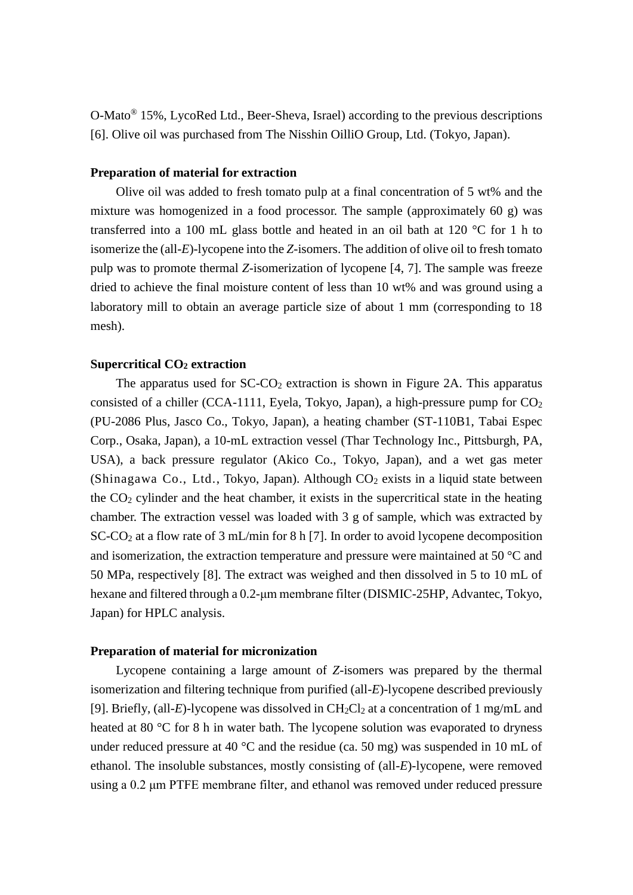O-Mato® 15%, LycoRed Ltd., Beer-Sheva, Israel) according to the previous descriptions [6]. Olive oil was purchased from The Nisshin OilliO Group, Ltd. (Tokyo, Japan).

**Preparation of material for extraction**

Olive oil was added to fresh tomato pulp at a final concentration of 5 wt% and the mixture was homogenized in a food processor. The sample (approximately 60 g) was transferred into a 100 mL glass bottle and heated in an oil bath at 120 °C for 1 h to isomerize the (all-*E*)-lycopene into the *Z*-isomers. The addition of olive oil to fresh tomato pulp was to promote thermal *Z*-isomerization of lycopene [4, 7]. The sample was freeze dried to achieve the final moisture content of less than 10 wt% and was ground using a laboratory mill to obtain an average particle size of about 1 mm (corresponding to 18 mesh).

**Supercritical $CO_2$ extraction**

The apparatus used for SC-$CO_2$ extraction is shown in Figure 2A. This apparatus consisted of a chiller (CCA-1111, Eyela, Tokyo, Japan), a high-pressure pump for $CO_2$ (PU-2086 Plus, Jasco Co., Tokyo, Japan), a heating chamber (ST-110B1, Tabai Espec Corp., Osaka, Japan), a 10-mL extraction vessel (Thar Technology Inc., Pittsburgh, PA, USA), a back pressure regulator (Akico Co., Tokyo, Japan), and a wet gas meter (Shinagawa Co., Ltd., Tokyo, Japan). Although $CO_2$ exists in a liquid state between the $CO_2$ cylinder and the heat chamber, it exists in the supercritical state in the heating chamber. The extraction vessel was loaded with 3 g of sample, which was extracted by SC-$CO_2$ at a flow rate of 3 mL/min for 8 h [7]. In order to avoid lycopene decomposition and isomerization, the extraction temperature and pressure were maintained at 50 °C and 50 MPa, respectively [8]. The extract was weighed and then dissolved in 5 to 10 mL of hexane and filtered through a 0.2-μm membrane filter (DISMIC-25HP, Advantec, Tokyo, Japan) for HPLC analysis.

**Preparation of material for micronization**

Lycopene containing a large amount of *Z*-isomers was prepared by the thermal isomerization and filtering technique from purified (all-*E*)-lycopene described previously [9]. Briefly, (all-*E*)-lycopene was dissolved in $CH_2Cl_2$ at a concentration of 1 mg/mL and heated at 80 °C for 8 h in water bath. The lycopene solution was evaporated to dryness under reduced pressure at 40 °C and the residue (ca. 50 mg) was suspended in 10 mL of ethanol. The insoluble substances, mostly consisting of (all-*E*)-lycopene, were removed using a 0.2 μm PTFE membrane filter, and ethanol was removed under reduced pressure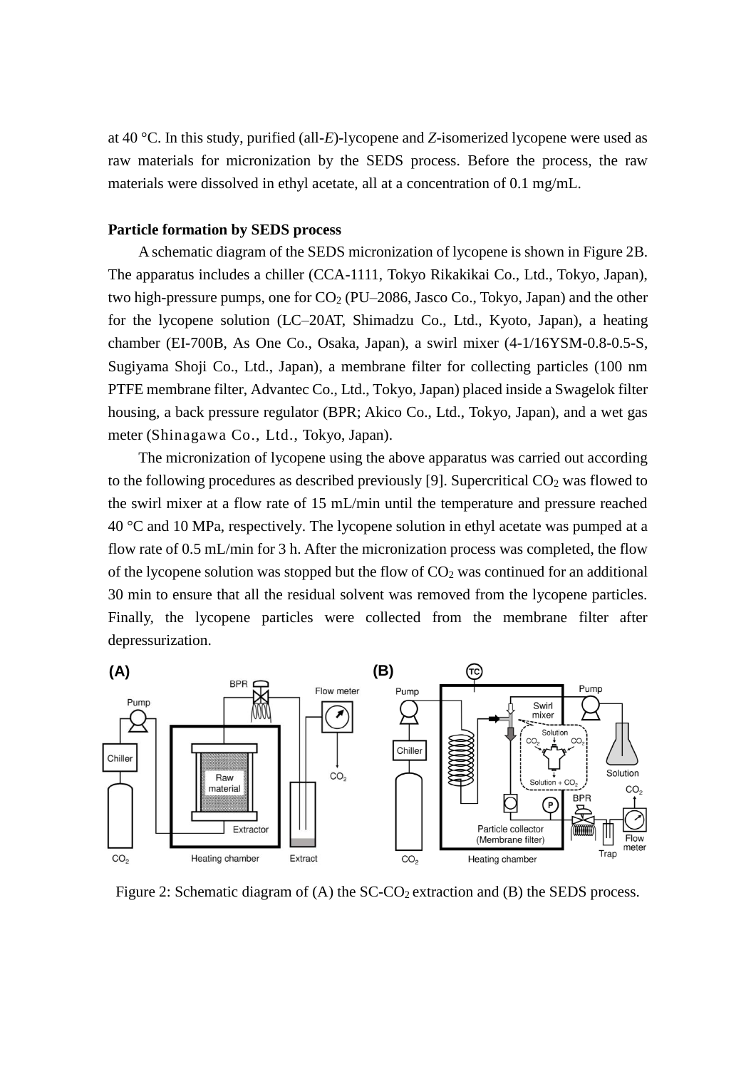at 40 °C. In this study, purified (all-*E*)-lycopene and *Z*-isomerized lycopene were used as raw materials for micronization by the SEDS process. Before the process, the raw materials were dissolved in ethyl acetate, all at a concentration of 0.1 mg/mL.

**Particle formation by SEDS process**

A schematic diagram of the SEDS micronization of lycopene is shown in Figure 2B. The apparatus includes a chiller (CCA-1111, Tokyo Rikakikai Co., Ltd., Tokyo, Japan), two high-pressure pumps, one for $CO_2$ (PU–2086, Jasco Co., Tokyo, Japan) and the other for the lycopene solution (LC–20AT, Shimadzu Co., Ltd., Kyoto, Japan), a heating chamber (EI-700B, As One Co., Osaka, Japan), a swirl mixer (4-1/16YSM-0.8-0.5-S, Sugiyama Shoji Co., Ltd., Japan), a membrane filter for collecting particles (100 nm PTFE membrane filter, Advantec Co., Ltd., Tokyo, Japan) placed inside a Swagelok filter housing, a back pressure regulator (BPR; Akico Co., Ltd., Tokyo, Japan), and a wet gas meter (Shinagawa Co., Ltd., Tokyo, Japan).

The micronization of lycopene using the above apparatus was carried out according to the following procedures as described previously [9]. Supercritical $CO_2$ was flowed to the swirl mixer at a flow rate of 15 mL/min until the temperature and pressure reached 40 °C and 10 MPa, respectively. The lycopene solution in ethyl acetate was pumped at a flow rate of 0.5 mL/min for 3 h. After the micronization process was completed, the flow of the lycopene solution was stopped but the flow of $CO_2$ was continued for an additional 30 min to ensure that all the residual solvent was removed from the lycopene particles. Finally, the lycopene particles were collected from the membrane filter after depressurization.

Figure 2: Schematic diagram of (A) the SC-$CO_2$ extraction and (B) the SEDS process.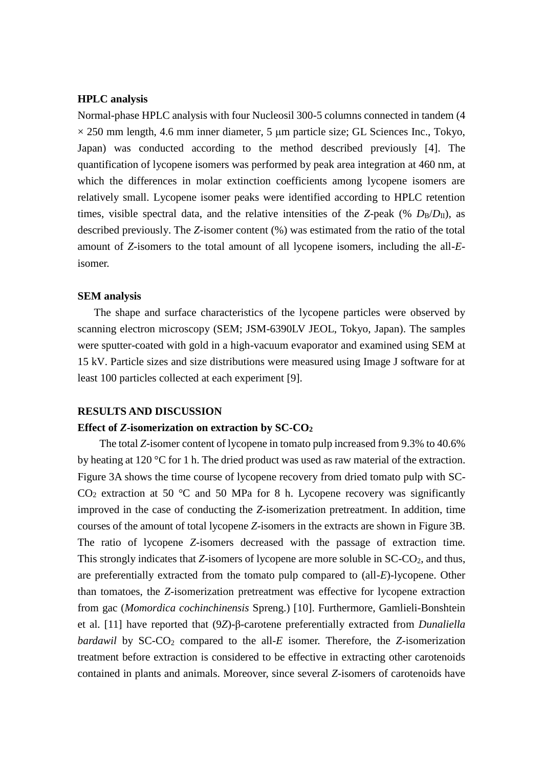### HPLC analysis

Normal-phase HPLC analysis with four Nucleosil 300-5 columns connected in tandem (4 × 250 mm length, 4.6 mm inner diameter, 5 μm particle size; GL Sciences Inc., Tokyo, Japan) was conducted according to the method described previously [4]. The quantification of lycopene isomers was performed by peak area integration at 460 nm, at which the differences in molar extinction coefficients among lycopene isomers are relatively small. Lycopene isomer peaks were identified according to HPLC retention times, visible spectral data, and the relative intensities of the *Z*-peak (% $D_B/D_{II}$), as described previously. The *Z*-isomer content (%) was estimated from the ratio of the total amount of *Z*-isomers to the total amount of all lycopene isomers, including the all-*E*-isomer.

### SEM analysis

The shape and surface characteristics of the lycopene particles were observed by scanning electron microscopy (SEM; JSM-6390LV JEOL, Tokyo, Japan). The samples were sputter-coated with gold in a high-vacuum evaporator and examined using SEM at 15 kV. Particle sizes and size distributions were measured using Image J software for at least 100 particles collected at each experiment [9].

## RESULTS AND DISCUSSION

### Effect of *Z*-isomerization on extraction by SC-$CO_2$

The total *Z*-isomer content of lycopene in tomato pulp increased from 9.3% to 40.6% by heating at 120 °C for 1 h. The dried product was used as raw material of the extraction. Figure 3A shows the time course of lycopene recovery from dried tomato pulp with SC-$CO_2$ extraction at 50 °C and 50 MPa for 8 h. Lycopene recovery was significantly improved in the case of conducting the *Z*-isomerization pretreatment. In addition, time courses of the amount of total lycopene *Z*-isomers in the extracts are shown in Figure 3B. The ratio of lycopene *Z*-isomers decreased with the passage of extraction time. This strongly indicates that *Z*-isomers of lycopene are more soluble in SC-$CO_2$, and thus, are preferentially extracted from the tomato pulp compared to (all-*E*)-lycopene. Other than tomatoes, the *Z*-isomerization pretreatment was effective for lycopene extraction from gac (*Momordica cochinchinensis* Spreng.) [10]. Furthermore, Gamlieli-Bonshtein et al. [11] have reported that (9*Z*)-β-carotene preferentially extracted from *Dunaliella bardawil* by SC-$CO_2$ compared to the all-*E* isomer. Therefore, the *Z*-isomerization treatment before extraction is considered to be effective in extracting other carotenoids contained in plants and animals. Moreover, since several *Z*-isomers of carotenoids have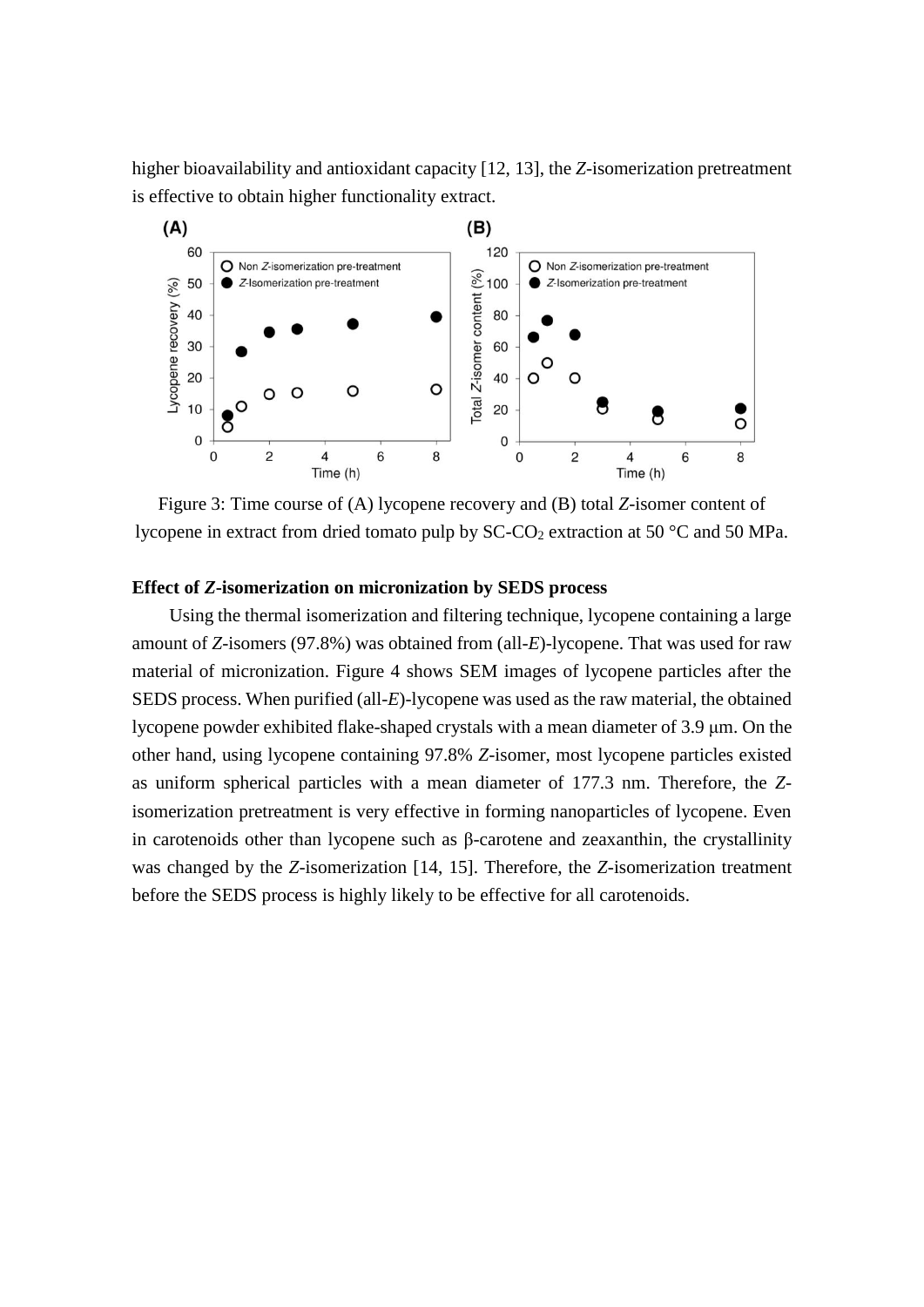higher bioavailability and antioxidant capacity [12, 13], the *Z*-isomerization pretreatment is effective to obtain higher functionality extract.

Figure 3: Time course of (A) lycopene recovery and (B) total *Z*-isomer content of lycopene in extract from dried tomato pulp by SC-$CO_2$ extraction at 50 °C and 50 MPa.

**Effect of *Z*-isomerization on micronization by SEDS process**

Using the thermal isomerization and filtering technique, lycopene containing a large amount of *Z*-isomers (97.8%) was obtained from (all-*E*)-lycopene. That was used for raw material of micronization. Figure 4 shows SEM images of lycopene particles after the SEDS process. When purified (all-*E*)-lycopene was used as the raw material, the obtained lycopene powder exhibited flake-shaped crystals with a mean diameter of 3.9 μm. On the other hand, using lycopene containing 97.8% *Z*-isomer, most lycopene particles existed as uniform spherical particles with a mean diameter of 177.3 nm. Therefore, the *Z*-isomerization pretreatment is very effective in forming nanoparticles of lycopene. Even in carotenoids other than lycopene such as β-carotene and zeaxanthin, the crystallinity was changed by the *Z*-isomerization [14, 15]. Therefore, the *Z*-isomerization treatment before the SEDS process is highly likely to be effective for all carotenoids.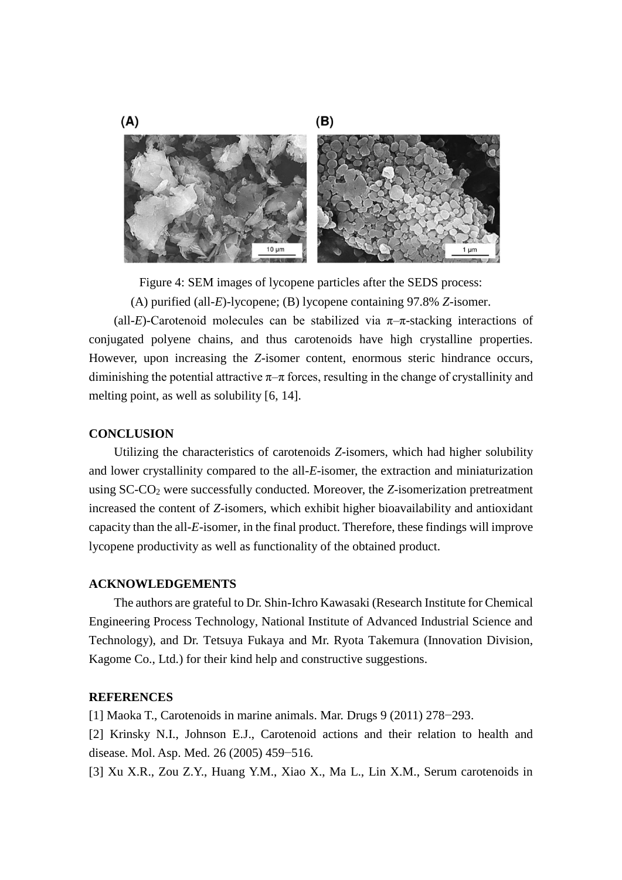Figure 4: SEM images of lycopene particles after the SEDS process:
(A) purified (all-*E*)-lycopene; (B) lycopene containing 97.8% *Z*-isomer.

(all-*E*)-Carotenoid molecules can be stabilized via π–π-stacking interactions of conjugated polyene chains, and thus carotenoids have high crystalline properties. However, upon increasing the *Z*-isomer content, enormous steric hindrance occurs, diminishing the potential attractive π–π forces, resulting in the change of crystallinity and melting point, as well as solubility [6, 14].

## CONCLUSION

Utilizing the characteristics of carotenoids *Z*-isomers, which had higher solubility and lower crystallinity compared to the all-*E*-isomer, the extraction and miniaturization using SC-$CO_2$ were successfully conducted. Moreover, the *Z*-isomerization pretreatment increased the content of *Z*-isomers, which exhibit higher bioavailability and antioxidant capacity than the all-*E*-isomer, in the final product. Therefore, these findings will improve lycopene productivity as well as functionality of the obtained product.

## ACKNOWLEDGEMENTS

The authors are grateful to Dr. Shin-Ichro Kawasaki (Research Institute for Chemical Engineering Process Technology, National Institute of Advanced Industrial Science and Technology), and Dr. Tetsuya Fukaya and Mr. Ryota Takemura (Innovation Division, Kagome Co., Ltd.) for their kind help and constructive suggestions.

## REFERENCES

[1] Maoka T., Carotenoids in marine animals. Mar. Drugs 9 (2011) 278−293.

[2] Krinsky N.I., Johnson E.J., Carotenoid actions and their relation to health and disease. Mol. Asp. Med. 26 (2005) 459−516.

[3] Xu X.R., Zou Z.Y., Huang Y.M., Xiao X., Ma L., Lin X.M., Serum carotenoids in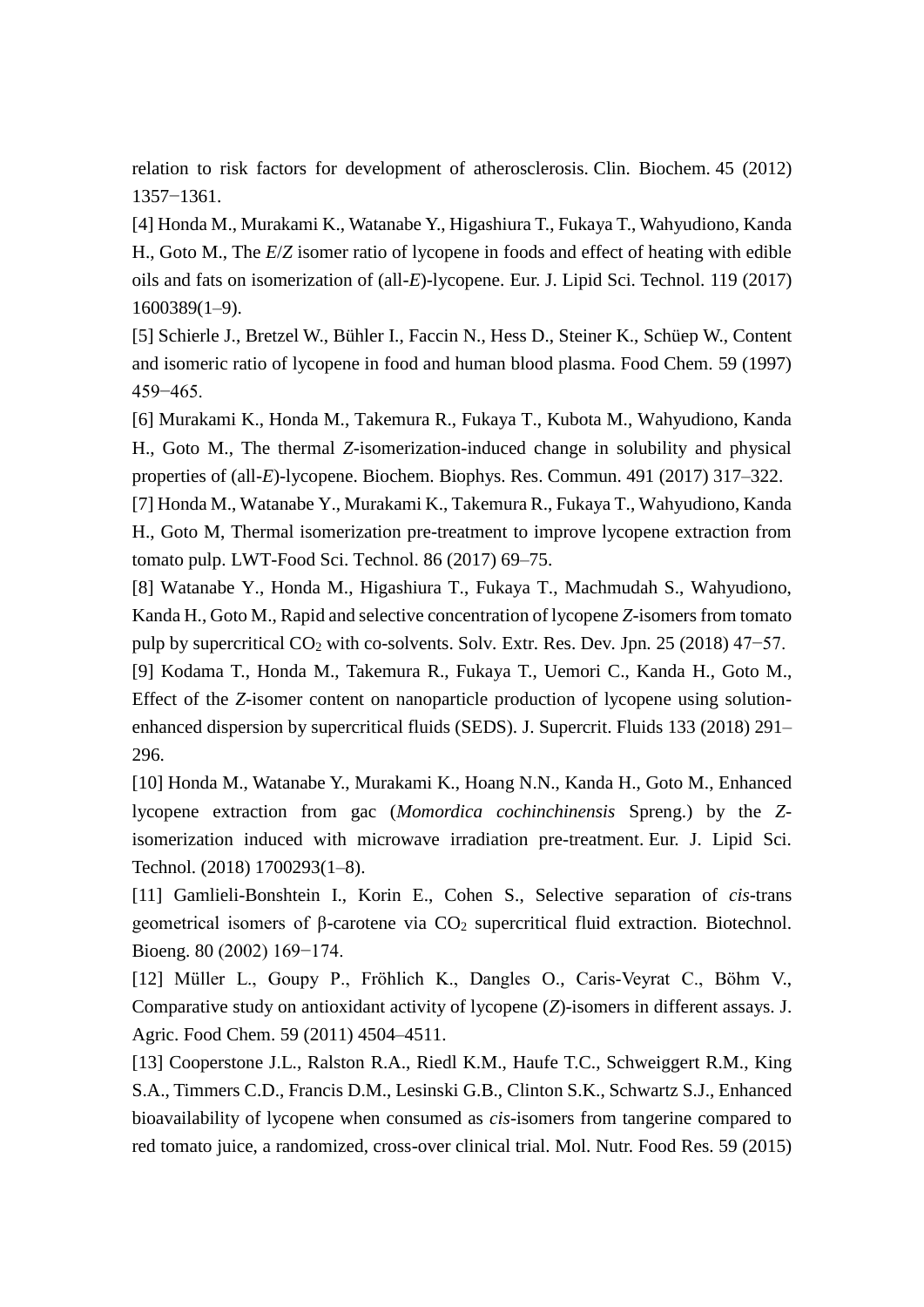relation to risk factors for development of atherosclerosis. Clin. Biochem. 45 (2012) 1357−1361.

[4] Honda M., Murakami K., Watanabe Y., Higashiura T., Fukaya T., Wahyudiono, Kanda H., Goto M., The *E*/*Z* isomer ratio of lycopene in foods and effect of heating with edible oils and fats on isomerization of (all-*E*)-lycopene. Eur. J. Lipid Sci. Technol. 119 (2017) 1600389(1–9).

[5] Schierle J., Bretzel W., Bühler I., Faccin N., Hess D., Steiner K., Schüep W., Content and isomeric ratio of lycopene in food and human blood plasma. Food Chem. 59 (1997) 459−465.

[6] Murakami K., Honda M., Takemura R., Fukaya T., Kubota M., Wahyudiono, Kanda H., Goto M., The thermal *Z*-isomerization-induced change in solubility and physical properties of (all-*E*)-lycopene. Biochem. Biophys. Res. Commun. 491 (2017) 317–322.

[7] Honda M., Watanabe Y., Murakami K., Takemura R., Fukaya T., Wahyudiono, Kanda H., Goto M, Thermal isomerization pre-treatment to improve lycopene extraction from tomato pulp. LWT-Food Sci. Technol. 86 (2017) 69–75.

[8] Watanabe Y., Honda M., Higashiura T., Fukaya T., Machmudah S., Wahyudiono, Kanda H., Goto M., Rapid and selective concentration of lycopene *Z*-isomers from tomato pulp by supercritical $CO_2$ with co-solvents. Solv. Extr. Res. Dev. Jpn. 25 (2018) 47−57.

[9] Kodama T., Honda M., Takemura R., Fukaya T., Uemori C., Kanda H., Goto M., Effect of the *Z*-isomer content on nanoparticle production of lycopene using solution-enhanced dispersion by supercritical fluids (SEDS). J. Supercrit. Fluids 133 (2018) 291–296.

[10] Honda M., Watanabe Y., Murakami K., Hoang N.N., Kanda H., Goto M., Enhanced lycopene extraction from gac (*Momordica cochinchinensis* Spreng.) by the *Z*-isomerization induced with microwave irradiation pre-treatment. Eur. J. Lipid Sci. Technol. (2018) 1700293(1–8).

[11] Gamlieli-Bonshtein I., Korin E., Cohen S., Selective separation of *cis*-trans geometrical isomers of β-carotene via $CO_2$ supercritical fluid extraction. Biotechnol. Bioeng. 80 (2002) 169−174.

[12] Müller L., Goupy P., Fröhlich K., Dangles O., Caris-Veyrat C., Böhm V., Comparative study on antioxidant activity of lycopene (*Z*)-isomers in different assays. J. Agric. Food Chem. 59 (2011) 4504–4511.

[13] Cooperstone J.L., Ralston R.A., Riedl K.M., Haufe T.C., Schweiggert R.M., King S.A., Timmers C.D., Francis D.M., Lesinski G.B., Clinton S.K., Schwartz S.J., Enhanced bioavailability of lycopene when consumed as *cis*-isomers from tangerine compared to red tomato juice, a randomized, cross-over clinical trial. Mol. Nutr. Food Res. 59 (2015)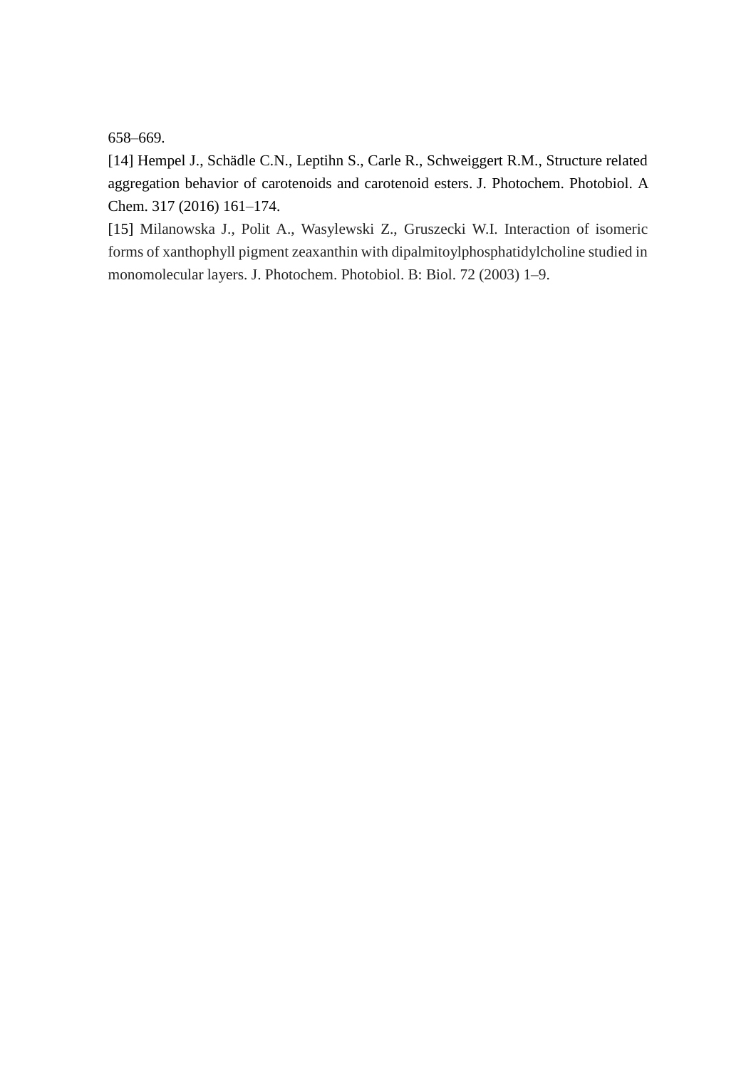658–669.

[14] Hempel J., Schädle C.N., Leptihn S., Carle R., Schweiggert R.M., Structure related aggregation behavior of carotenoids and carotenoid esters. J. Photochem. Photobiol. A Chem. 317 (2016) 161–174.

[15] Milanowska J., Polit A., Wasylewski Z., Gruszecki W.I. Interaction of isomeric forms of xanthophyll pigment zeaxanthin with dipalmitoylphosphatidylcholine studied in monomolecular layers. J. Photochem. Photobiol. B: Biol. 72 (2003) 1–9.